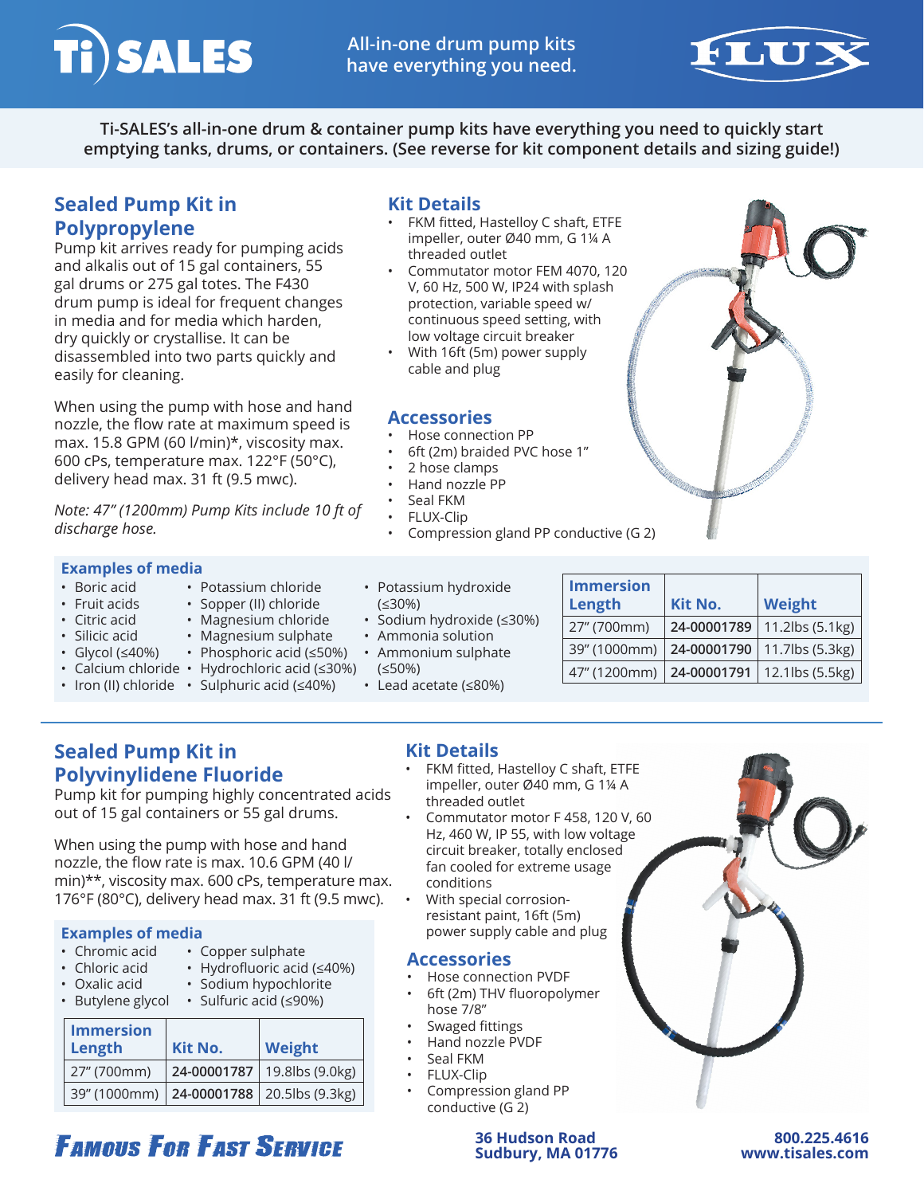All-in-one drum pump kits have everything you need.

**Ti-SALES's all-in-one drum & container pump kits have everything you need to quickly start emptying tanks, drums, or containers. (See reverse for kit component details and sizing guide!)**

## Sealed Pump Kit in Polypropylene

Pump kit arrives ready for pumping acids and alkalis out of 15 gal containers, 55 gal drums or 275 gal totes. The F430 drum pump is ideal for frequent changes in media and for media which harden, dry quickly or crystallise. It can be disassembled into two parts quickly and easily for cleaning.

When using the pump with hose and hand nozzle, the flow rate at maximum speed is max. 15.8 GPM (60 l/min)*, viscosity max. 600 cPs, temperature max. 122°F (50°C), delivery head max. 31 ft (9.5 mwc).

*Note: 47" (1200mm) Pump Kits include 10 ft of discharge hose.*

### Kit Details

- FKM fitted, Hastelloy C shaft, ETFE impeller, outer Ø40 mm, G 1¼ A threaded outlet
- Commutator motor FEM 4070, 120 V, 60 Hz, 500 W, IP24 with splash protection, variable speed w/ continuous speed setting, with low voltage circuit breaker
- With 16ft (5m) power supply cable and plug

### Accessories

- Hose connection PP
- 6ft (2m) braided PVC hose 1"
- 2 hose clamps
- Hand nozzle PP
- Seal FKM
- FLUX-Clip
- Compression gland PP conductive (G 2)

### Examples of media

- Boric acid
- Fruit acids
- Citric acid
- Silicic acid
- Glycol (≤40%)
- Calcium chloride
- Iron (II) chloride
- Potassium chloride
- Sopper (II) chloride
- Magnesium chloride
- Magnesium sulphate
- Phosphoric acid (≤50%)
- Hydrochloric acid (≤30%)
- Sulphuric acid (≤40%)
- Potassium hydroxide (≤30%)
- Sodium hydroxide (≤30%)
- Ammonia solution
- Ammonium sulphate (≤50%)
- Lead acetate (≤80%)

| Immersion Length | Kit No. | Weight |
|---|---|---|
| 27" (700mm) | **24-00001789** | 11.2lbs (5.1kg) |
| 39" (1000mm) | **24-00001790** | 11.7lbs (5.3kg) |
| 47" (1200mm) | **24-00001791** | 12.1lbs (5.5kg) |

## Sealed Pump Kit in Polyvinylidene Fluoride

Pump kit for pumping highly concentrated acids out of 15 gal containers or 55 gal drums.

When using the pump with hose and hand nozzle, the flow rate is max. 10.6 GPM (40 l/min)**, viscosity max. 600 cPs, temperature max. 176°F (80°C), delivery head max. 31 ft (9.5 mwc).

### Examples of media

- Chromic acid
- Chloric acid
- Oxalic acid
- Butylene glycol
- Copper sulphate
- Hydrofluoric acid (≤40%)
- Sodium hypochlorite
- Sulfuric acid (≤90%)

| Immersion Length | Kit No. | Weight |
|---|---|---|
| 27" (700mm) | **24-00001787** | 19.8lbs (9.0kg) |
| 39" (1000mm) | **24-00001788** | 20.5lbs (9.3kg) |

### Kit Details

- FKM fitted, Hastelloy C shaft, ETFE impeller, outer Ø40 mm, G 1¼ A threaded outlet
- Commutator motor F 458, 120 V, 60 Hz, 460 W, IP 55, with low voltage circuit breaker, totally enclosed fan cooled for extreme usage conditions
- With special corrosion-resistant paint, 16ft (5m) power supply cable and plug

### Accessories

- Hose connection PVDF
- 6ft (2m) THV fluoropolymer hose 7/8"
- Swaged fittings
- Hand nozzle PVDF
- Seal FKM
- FLUX-Clip
- Compression gland PP conductive (G 2)

**Famous For Fast Service**

**36 Hudson Road**
**Sudbury, MA 01776**

**800.225.4616**
**www.tisales.com**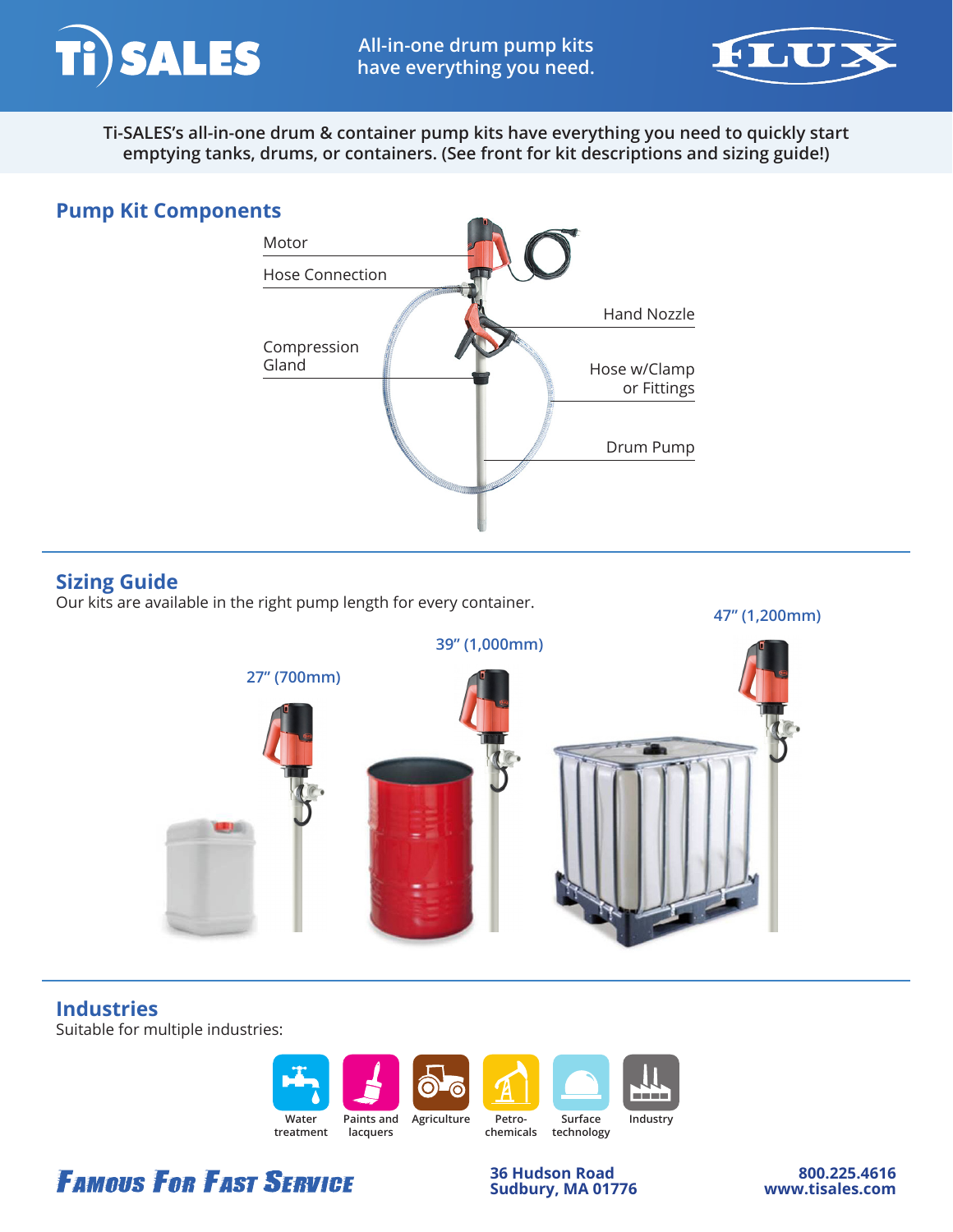Ti SALES

All-in-one drum pump kits have everything you need.

FLUX

**Ti-SALES's all-in-one drum & container pump kits have everything you need to quickly start emptying tanks, drums, or containers. (See front for kit descriptions and sizing guide!)**

## Pump Kit Components

Motor

Hose Connection

Compression Gland

Hand Nozzle

Hose w/Clamp or Fittings

Drum Pump

## Sizing Guide

Our kits are available in the right pump length for every container.

27" (700mm)

39" (1,000mm)

47" (1,200mm)

## Industries

Suitable for multiple industries:

Water treatment

Paints and lacquers

Agriculture

Petro-chemicals

Surface technology

Industry

**Famous For Fast Service**

**36 Hudson Road**
**Sudbury, MA 01776**

**800.225.4616**
**www.tisales.com**